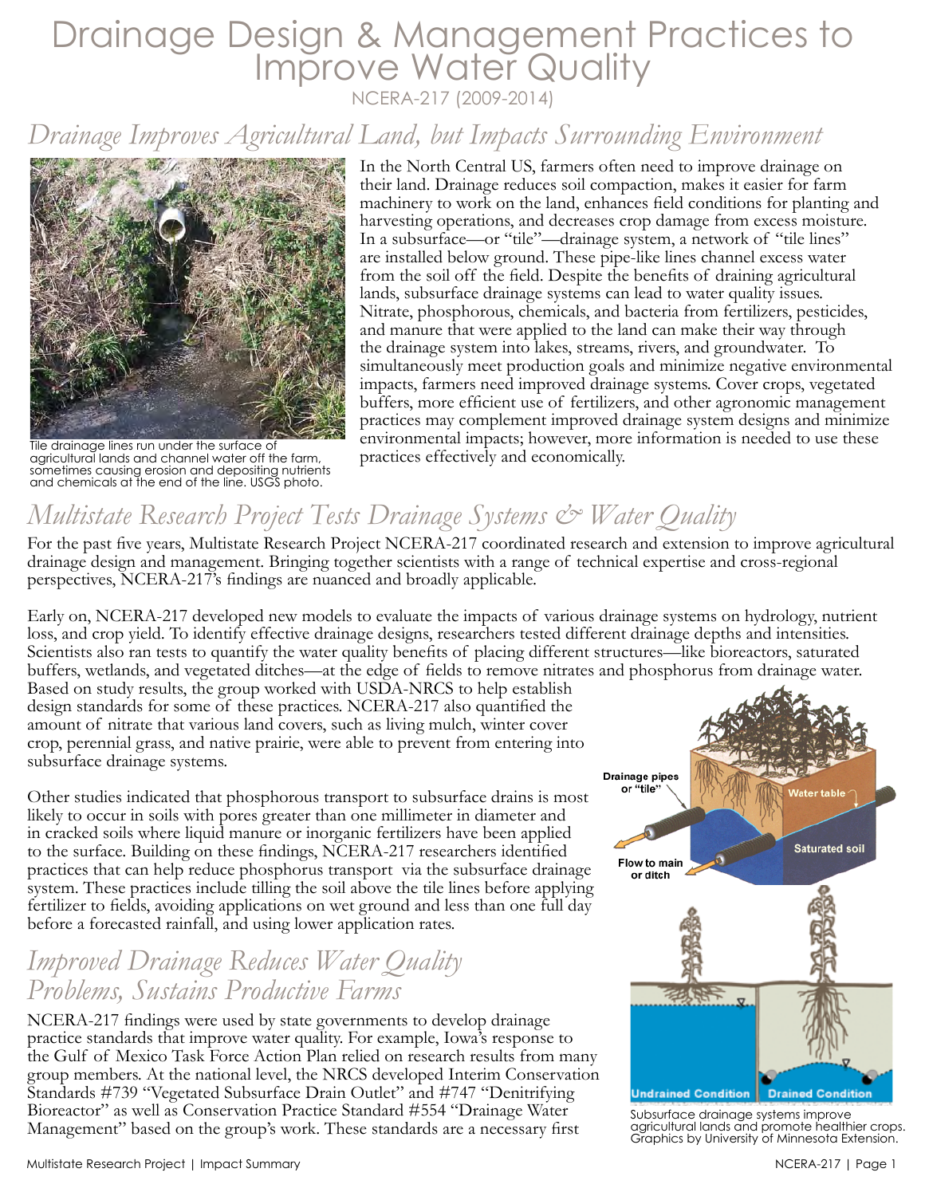# Drainage Design & Management Practices to Improve Water Quality

NCERA-217 (2009-2014)

## *Drainage Improves Agricultural Land, but Impacts Surrounding Environment*

Tile drainage lines run under the surface of agricultural lands and channel water off the farm, sometimes causing erosion and depositing nutrients and chemicals at the end of the line. USGS photo.

In the North Central US, farmers often need to improve drainage on their land. Drainage reduces soil compaction, makes it easier for farm machinery to work on the land, enhances field conditions for planting and harvesting operations, and decreases crop damage from excess moisture. In a subsurface—or "tile"—drainage system, a network of "tile lines" are installed below ground. These pipe-like lines channel excess water from the soil off the field. Despite the benefits of draining agricultural lands, subsurface drainage systems can lead to water quality issues. Nitrate, phosphorous, chemicals, and bacteria from fertilizers, pesticides, and manure that were applied to the land can make their way through the drainage system into lakes, streams, rivers, and groundwater. To simultaneously meet production goals and minimize negative environmental impacts, farmers need improved drainage systems. Cover crops, vegetated buffers, more efficient use of fertilizers, and other agronomic management practices may complement improved drainage system designs and minimize environmental impacts; however, more information is needed to use these practices effectively and economically.

## *Multistate Research Project Tests Drainage Systems & Water Quality*

For the past five years, Multistate Research Project NCERA-217 coordinated research and extension to improve agricultural drainage design and management. Bringing together scientists with a range of technical expertise and cross-regional perspectives, NCERA-217's findings are nuanced and broadly applicable.

Early on, NCERA-217 developed new models to evaluate the impacts of various drainage systems on hydrology, nutrient loss, and crop yield. To identify effective drainage designs, researchers tested different drainage depths and intensities. Scientists also ran tests to quantify the water quality benefits of placing different structures—like bioreactors, saturated buffers, wetlands, and vegetated ditches—at the edge of fields to remove nitrates and phosphorus from drainage water. Based on study results, the group worked with USDA-NRCS to help establish design standards for some of these practices. NCERA-217 also quantified the amount of nitrate that various land covers, such as living mulch, winter cover crop, perennial grass, and native prairie, were able to prevent from entering into subsurface drainage systems.

Other studies indicated that phosphorous transport to subsurface drains is most likely to occur in soils with pores greater than one millimeter in diameter and in cracked soils where liquid manure or inorganic fertilizers have been applied to the surface. Building on these findings, NCERA-217 researchers identified practices that can help reduce phosphorus transport via the subsurface drainage system. These practices include tilling the soil above the tile lines before applying fertilizer to fields, avoiding applications on wet ground and less than one full day before a forecasted rainfall, and using lower application rates.

## *Improved Drainage Reduces Water Quality Problems, Sustains Productive Farms*

NCERA-217 findings were used by state governments to develop drainage practice standards that improve water quality. For example, Iowa's response to the Gulf of Mexico Task Force Action Plan relied on research results from many group members. At the national level, the NRCS developed Interim Conservation Standards #739 "Vegetated Subsurface Drain Outlet" and #747 "Denitrifying Bioreactor" as well as Conservation Practice Standard #554 "Drainage Water Management" based on the group's work. These standards are a necessary first

Drainage pipes or "tile" | Water table | Saturated soil | Flow to main or ditch | Undrained Condition | Drained Condition

Subsurface drainage systems improve agricultural lands and promote healthier crops. Graphics by University of Minnesota Extension.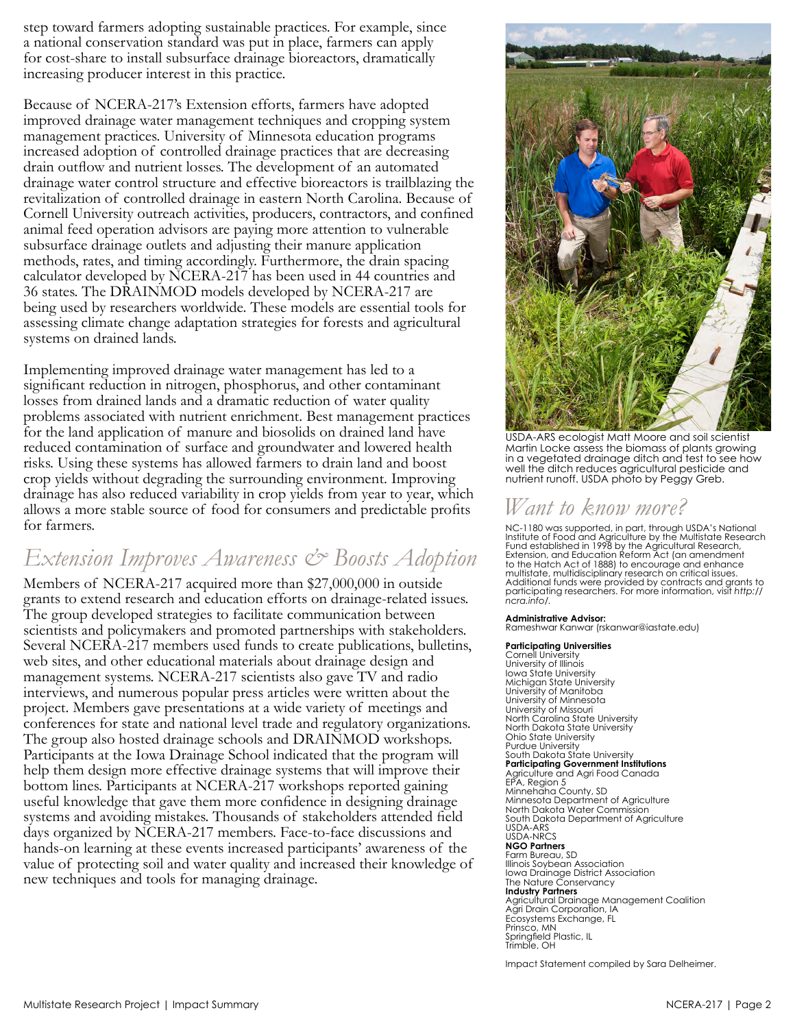step toward farmers adopting sustainable practices. For example, since a national conservation standard was put in place, farmers can apply for cost-share to install subsurface drainage bioreactors, dramatically increasing producer interest in this practice.

Because of NCERA-217's Extension efforts, farmers have adopted improved drainage water management techniques and cropping system management practices. University of Minnesota education programs increased adoption of controlled drainage practices that are decreasing drain outflow and nutrient losses. The development of an automated drainage water control structure and effective bioreactors is trailblazing the revitalization of controlled drainage in eastern North Carolina. Because of Cornell University outreach activities, producers, contractors, and confined animal feed operation advisors are paying more attention to vulnerable subsurface drainage outlets and adjusting their manure application methods, rates, and timing accordingly. Furthermore, the drain spacing calculator developed by NCERA-217 has been used in 44 countries and 36 states. The DRAINMOD models developed by NCERA-217 are being used by researchers worldwide. These models are essential tools for assessing climate change adaptation strategies for forests and agricultural systems on drained lands.

Implementing improved drainage water management has led to a significant reduction in nitrogen, phosphorus, and other contaminant losses from drained lands and a dramatic reduction of water quality problems associated with nutrient enrichment. Best management practices for the land application of manure and biosolids on drained land have reduced contamination of surface and groundwater and lowered health risks. Using these systems has allowed farmers to drain land and boost crop yields without degrading the surrounding environment. Improving drainage has also reduced variability in crop yields from year to year, which allows a more stable source of food for consumers and predictable profits for farmers.

## Extension Improves Awareness & Boosts Adoption

Members of NCERA-217 acquired more than $27,000,000 in outside grants to extend research and education efforts on drainage-related issues. The group developed strategies to facilitate communication between scientists and policymakers and promoted partnerships with stakeholders. Several NCERA-217 members used funds to create publications, bulletins, web sites, and other educational materials about drainage design and management systems. NCERA-217 scientists also gave TV and radio interviews, and numerous popular press articles were written about the project. Members gave presentations at a wide variety of meetings and conferences for state and national level trade and regulatory organizations. The group also hosted drainage schools and DRAINMOD workshops. Participants at the Iowa Drainage School indicated that the program will help them design more effective drainage systems that will improve their bottom lines. Participants at NCERA-217 workshops reported gaining useful knowledge that gave them more confidence in designing drainage systems and avoiding mistakes. Thousands of stakeholders attended field days organized by NCERA-217 members. Face-to-face discussions and hands-on learning at these events increased participants' awareness of the value of protecting soil and water quality and increased their knowledge of new techniques and tools for managing drainage.

USDA-ARS ecologist Matt Moore and soil scientist Martin Locke assess the biomass of plants growing in a vegetated drainage ditch and test to see how well the ditch reduces agricultural pesticide and nutrient runoff. USDA photo by Peggy Greb.

## Want to know more?

NC-1180 was supported, in part, through USDA's National Institute of Food and Agriculture by the Multistate Research Fund established in 1998 by the Agricultural Research, Extension, and Education Reform Act (an amendment to the Hatch Act of 1888) to encourage and enhance multistate, multidisciplinary research on critical issues. Additional funds were provided by contracts and grants to participating researchers. For more information, visit *http://ncra.info/*.

**Administrative Advisor:**
Rameshwar Kanwar (rskanwar@iastate.edu)

**Participating Universities**
Cornell University
University of Illinois
Iowa State University
Michigan State University
University of Manitoba
University of Minnesota
University of Missouri
North Carolina State University
North Dakota State University
Ohio State University
Purdue University
South Dakota State University

**Participating Government Institutions**
Agriculture and Agri Food Canada
EPA, Region 5
Minnehaha County, SD
Minnesota Department of Agriculture
North Dakota Water Commission
South Dakota Department of Agriculture
USDA-ARS
USDA-NRCS

**NGO Partners**
Farm Bureau, SD
Illinois Soybean Association
Iowa Drainage District Association
The Nature Conservancy

**Industry Partners**
Agricultural Drainage Management Coalition
Agri Drain Corporation, IA
Ecosystems Exchange, FL
Prinsco, MN
Springfield Plastic, IL
Trimble, OH

Impact Statement compiled by Sara Delheimer.